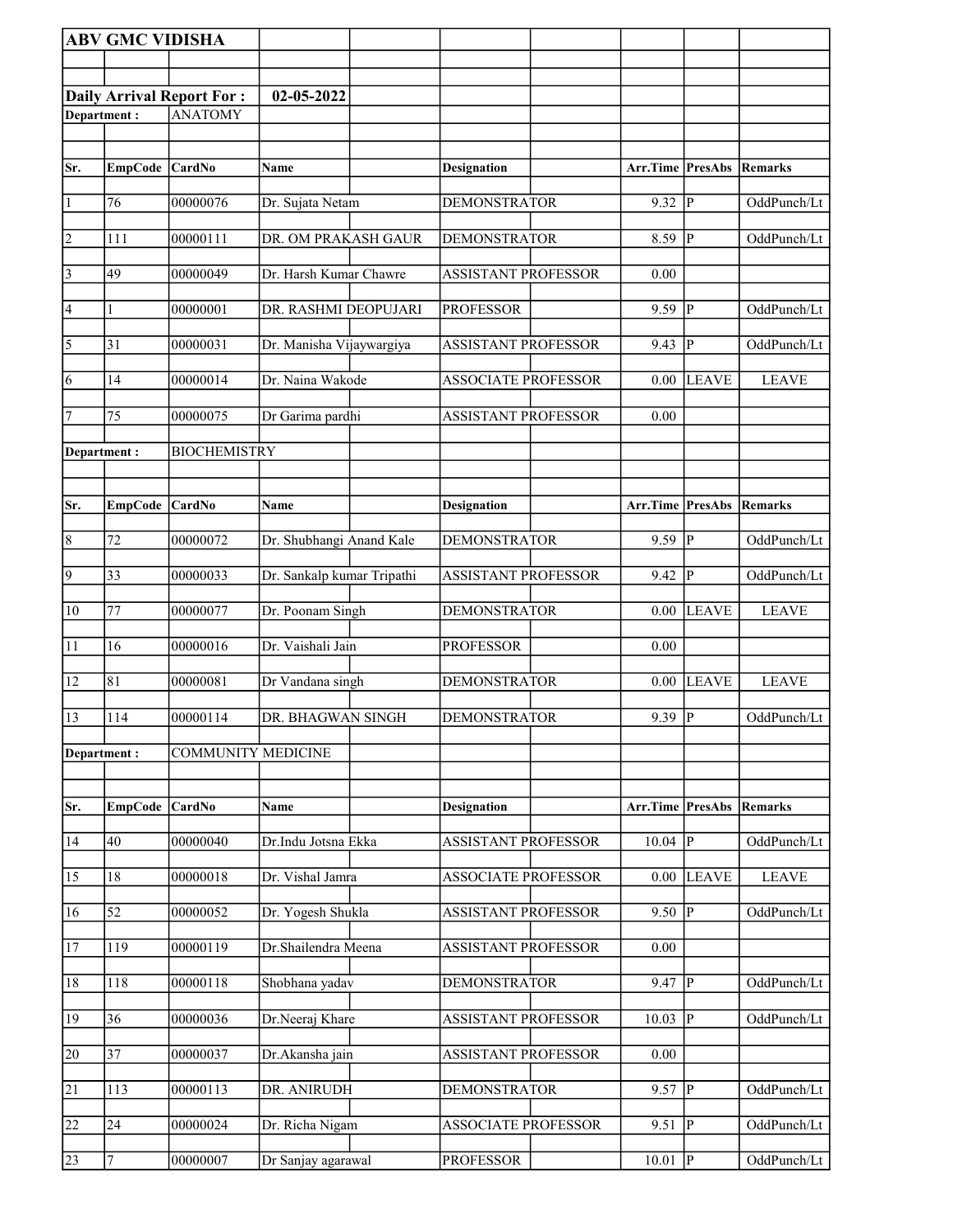**ABV GMC VIDISHA**

**Daily Arrival Report For :** **02-05-2022**

**Department :** ANATOMY

| Sr. | EmpCode | CardNo | Name | Designation | Arr.Time | PresAbs | Remarks |
|---|---|---|---|---|---|---|---|
| 1 | 76 | 00000076 | Dr. Sujata Netam | DEMONSTRATOR | 9.32 | P | OddPunch/Lt |
| 2 | 111 | 00000111 | DR. OM PRAKASH GAUR | DEMONSTRATOR | 8.59 | P | OddPunch/Lt |
| 3 | 49 | 00000049 | Dr. Harsh Kumar Chawre | ASSISTANT PROFESSOR | 0.00 | | |
| 4 | 1 | 00000001 | DR. RASHMI DEOPUJARI | PROFESSOR | 9.59 | P | OddPunch/Lt |
| 5 | 31 | 00000031 | Dr. Manisha Vijaywargiya | ASSISTANT PROFESSOR | 9.43 | P | OddPunch/Lt |
| 6 | 14 | 00000014 | Dr. Naina Wakode | ASSOCIATE PROFESSOR | 0.00 | LEAVE | LEAVE |
| 7 | 75 | 00000075 | Dr Garima pardhi | ASSISTANT PROFESSOR | 0.00 | | |

**Department :** BIOCHEMISTRY

| Sr. | EmpCode | CardNo | Name | Designation | Arr.Time | PresAbs | Remarks |
|---|---|---|---|---|---|---|---|
| 8 | 72 | 00000072 | Dr. Shubhangi Anand Kale | DEMONSTRATOR | 9.59 | P | OddPunch/Lt |
| 9 | 33 | 00000033 | Dr. Sankalp kumar Tripathi | ASSISTANT PROFESSOR | 9.42 | P | OddPunch/Lt |
| 10 | 77 | 00000077 | Dr. Poonam Singh | DEMONSTRATOR | 0.00 | LEAVE | LEAVE |
| 11 | 16 | 00000016 | Dr. Vaishali Jain | PROFESSOR | 0.00 | | |
| 12 | 81 | 00000081 | Dr Vandana singh | DEMONSTRATOR | 0.00 | LEAVE | LEAVE |
| 13 | 114 | 00000114 | DR. BHAGWAN SINGH | DEMONSTRATOR | 9.39 | P | OddPunch/Lt |

**Department :** COMMUNITY MEDICINE

| Sr. | EmpCode | CardNo | Name | Designation | Arr.Time | PresAbs | Remarks |
|---|---|---|---|---|---|---|---|
| 14 | 40 | 00000040 | Dr.Indu Jotsna Ekka | ASSISTANT PROFESSOR | 10.04 | P | OddPunch/Lt |
| 15 | 18 | 00000018 | Dr. Vishal Jamra | ASSOCIATE PROFESSOR | 0.00 | LEAVE | LEAVE |
| 16 | 52 | 00000052 | Dr. Yogesh Shukla | ASSISTANT PROFESSOR | 9.50 | P | OddPunch/Lt |
| 17 | 119 | 00000119 | Dr.Shailendra Meena | ASSISTANT PROFESSOR | 0.00 | | |
| 18 | 118 | 00000118 | Shobhana yadav | DEMONSTRATOR | 9.47 | P | OddPunch/Lt |
| 19 | 36 | 00000036 | Dr.Neeraj Khare | ASSISTANT PROFESSOR | 10.03 | P | OddPunch/Lt |
| 20 | 37 | 00000037 | Dr.Akansha jain | ASSISTANT PROFESSOR | 0.00 | | |
| 21 | 113 | 00000113 | DR. ANIRUDH | DEMONSTRATOR | 9.57 | P | OddPunch/Lt |
| 22 | 24 | 00000024 | Dr. Richa Nigam | ASSOCIATE PROFESSOR | 9.51 | P | OddPunch/Lt |
| 23 | 7 | 00000007 | Dr Sanjay agarawal | PROFESSOR | 10.01 | P | OddPunch/Lt |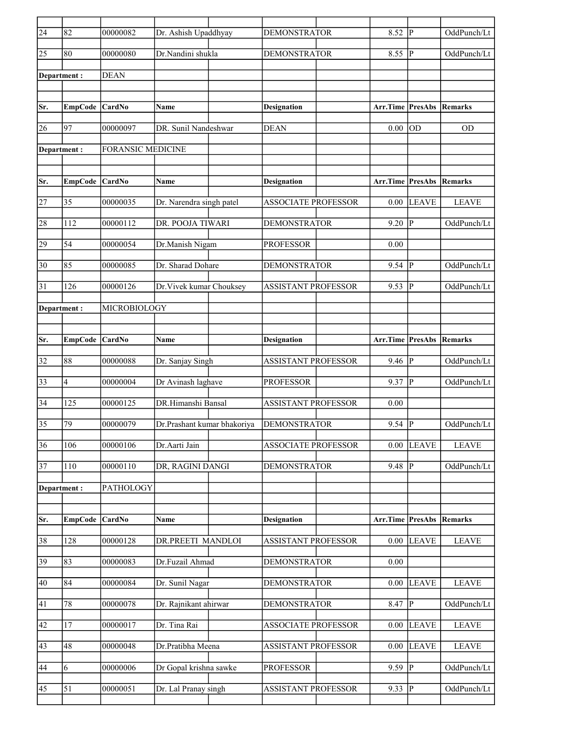| Sr. | EmpCode | CardNo | Name | Designation | Arr.Time | PresAbs | Remarks |
|---|---|---|---|---|---|---|---|
| 24 | 82 | 00000082 | Dr. Ashish Upaddhyay | DEMONSTRATOR | 8.52 | P | OddPunch/Lt |
| 25 | 80 | 00000080 | Dr.Nandini shukla | DEMONSTRATOR | 8.55 | P | OddPunch/Lt |

**Department :** DEAN

| Sr. | EmpCode | CardNo | Name | Designation | Arr.Time | PresAbs | Remarks |
|---|---|---|---|---|---|---|---|
| 26 | 97 | 00000097 | DR. Sunil Nandeshwar | DEAN | 0.00 | OD | OD |

**Department :** FORANSIC MEDICINE

| Sr. | EmpCode | CardNo | Name | Designation | Arr.Time | PresAbs | Remarks |
|---|---|---|---|---|---|---|---|
| 27 | 35 | 00000035 | Dr. Narendra singh patel | ASSOCIATE PROFESSOR | 0.00 | LEAVE | LEAVE |
| 28 | 112 | 00000112 | DR. POOJA TIWARI | DEMONSTRATOR | 9.20 | P | OddPunch/Lt |
| 29 | 54 | 00000054 | Dr.Manish Nigam | PROFESSOR | 0.00 | | |
| 30 | 85 | 00000085 | Dr. Sharad Dohare | DEMONSTRATOR | 9.54 | P | OddPunch/Lt |
| 31 | 126 | 00000126 | Dr.Vivek kumar Chouksey | ASSISTANT PROFESSOR | 9.53 | P | OddPunch/Lt |

**Department :** MICROBIOLOGY

| Sr. | EmpCode | CardNo | Name | Designation | Arr.Time | PresAbs | Remarks |
|---|---|---|---|---|---|---|---|
| 32 | 88 | 00000088 | Dr. Sanjay Singh | ASSISTANT PROFESSOR | 9.46 | P | OddPunch/Lt |
| 33 | 4 | 00000004 | Dr Avinash laghave | PROFESSOR | 9.37 | P | OddPunch/Lt |
| 34 | 125 | 00000125 | DR.Himanshi Bansal | ASSISTANT PROFESSOR | 0.00 | | |
| 35 | 79 | 00000079 | Dr.Prashant kumar bhakoriya | DEMONSTRATOR | 9.54 | P | OddPunch/Lt |
| 36 | 106 | 00000106 | Dr.Aarti Jain | ASSOCIATE PROFESSOR | 0.00 | LEAVE | LEAVE |
| 37 | 110 | 00000110 | DR, RAGINI DANGI | DEMONSTRATOR | 9.48 | P | OddPunch/Lt |

**Department :** PATHOLOGY

| Sr. | EmpCode | CardNo | Name | Designation | Arr.Time | PresAbs | Remarks |
|---|---|---|---|---|---|---|---|
| 38 | 128 | 00000128 | DR.PREETI MANDLOI | ASSISTANT PROFESSOR | 0.00 | LEAVE | LEAVE |
| 39 | 83 | 00000083 | Dr.Fuzail Ahmad | DEMONSTRATOR | 0.00 | | |
| 40 | 84 | 00000084 | Dr. Sunil Nagar | DEMONSTRATOR | 0.00 | LEAVE | LEAVE |
| 41 | 78 | 00000078 | Dr. Rajnikant ahirwar | DEMONSTRATOR | 8.47 | P | OddPunch/Lt |
| 42 | 17 | 00000017 | Dr. Tina Rai | ASSOCIATE PROFESSOR | 0.00 | LEAVE | LEAVE |
| 43 | 48 | 00000048 | Dr.Pratibha Meena | ASSISTANT PROFESSOR | 0.00 | LEAVE | LEAVE |
| 44 | 6 | 00000006 | Dr Gopal krishna sawke | PROFESSOR | 9.59 | P | OddPunch/Lt |
| 45 | 51 | 00000051 | Dr. Lal Pranay singh | ASSISTANT PROFESSOR | 9.33 | P | OddPunch/Lt |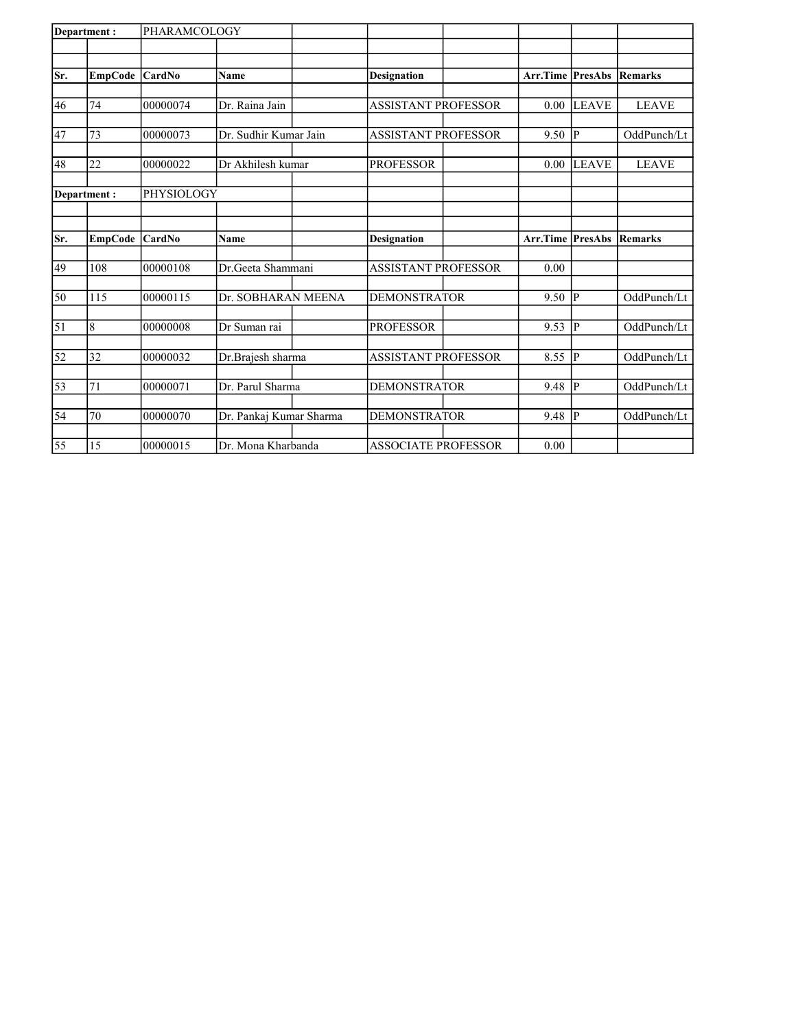**Department :** PHARAMCOLOGY

| Sr. | EmpCode | CardNo | Name | Designation | Arr.Time | PresAbs | Remarks |
|---|---|---|---|---|---|---|---|
| 46 | 74 | 00000074 | Dr. Raina Jain | ASSISTANT PROFESSOR | 0.00 | LEAVE | LEAVE |
| 47 | 73 | 00000073 | Dr. Sudhir Kumar Jain | ASSISTANT PROFESSOR | 9.50 | P | OddPunch/Lt |
| 48 | 22 | 00000022 | Dr Akhilesh kumar | PROFESSOR | 0.00 | LEAVE | LEAVE |

**Department :** PHYSIOLOGY

| Sr. | EmpCode | CardNo | Name | Designation | Arr.Time | PresAbs | Remarks |
|---|---|---|---|---|---|---|---|
| 49 | 108 | 00000108 | Dr.Geeta Shammani | ASSISTANT PROFESSOR | 0.00 | | |
| 50 | 115 | 00000115 | Dr. SOBHARAN MEENA | DEMONSTRATOR | 9.50 | P | OddPunch/Lt |
| 51 | 8 | 00000008 | Dr Suman rai | PROFESSOR | 9.53 | P | OddPunch/Lt |
| 52 | 32 | 00000032 | Dr.Brajesh sharma | ASSISTANT PROFESSOR | 8.55 | P | OddPunch/Lt |
| 53 | 71 | 00000071 | Dr. Parul Sharma | DEMONSTRATOR | 9.48 | P | OddPunch/Lt |
| 54 | 70 | 00000070 | Dr. Pankaj Kumar Sharma | DEMONSTRATOR | 9.48 | P | OddPunch/Lt |
| 55 | 15 | 00000015 | Dr. Mona Kharbanda | ASSOCIATE PROFESSOR | 0.00 | | |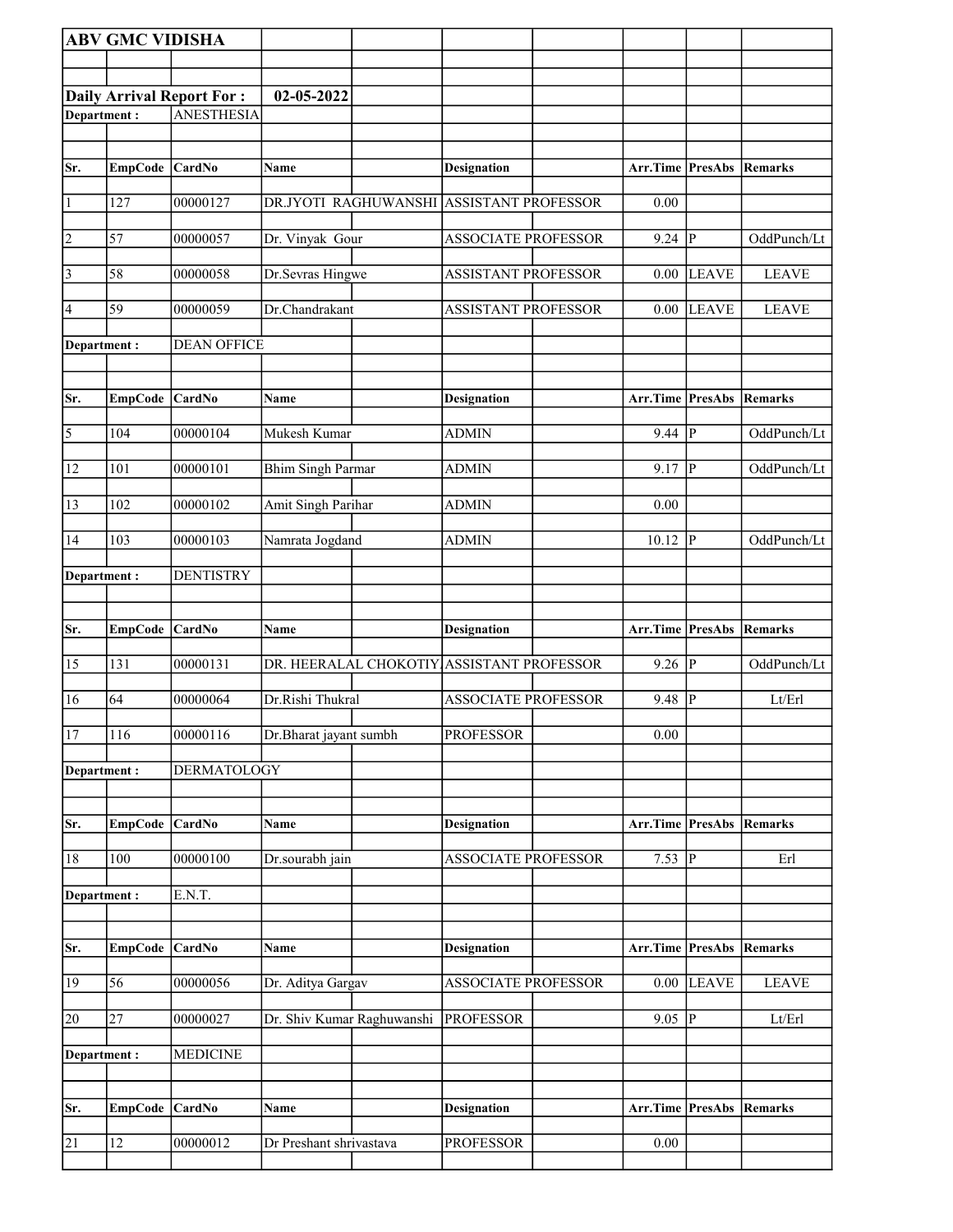**ABV GMC VIDISHA**

**Daily Arrival Report For : 02-05-2022**

**Department :** ANESTHESIA

| Sr. | EmpCode | CardNo | Name | Designation | Arr.Time | PresAbs | Remarks |
|---|---|---|---|---|---|---|---|
| 1 | 127 | 00000127 | DR.JYOTI RAGHUWANSHI | ASSISTANT PROFESSOR | 0.00 | | |
| 2 | 57 | 00000057 | Dr. Vinyak Gour | ASSOCIATE PROFESSOR | 9.24 | P | OddPunch/Lt |
| 3 | 58 | 00000058 | Dr.Sevras Hingwe | ASSISTANT PROFESSOR | 0.00 | LEAVE | LEAVE |
| 4 | 59 | 00000059 | Dr.Chandrakant | ASSISTANT PROFESSOR | 0.00 | LEAVE | LEAVE |

**Department :** DEAN OFFICE

| Sr. | EmpCode | CardNo | Name | Designation | Arr.Time | PresAbs | Remarks |
|---|---|---|---|---|---|---|---|
| 5 | 104 | 00000104 | Mukesh Kumar | ADMIN | 9.44 | P | OddPunch/Lt |
| 12 | 101 | 00000101 | Bhim Singh Parmar | ADMIN | 9.17 | P | OddPunch/Lt |
| 13 | 102 | 00000102 | Amit Singh Parihar | ADMIN | 0.00 | | |
| 14 | 103 | 00000103 | Namrata Jogdand | ADMIN | 10.12 | P | OddPunch/Lt |

**Department :** DENTISTRY

| Sr. | EmpCode | CardNo | Name | Designation | Arr.Time | PresAbs | Remarks |
|---|---|---|---|---|---|---|---|
| 15 | 131 | 00000131 | DR. HEERALAL CHOKOTIY | ASSISTANT PROFESSOR | 9.26 | P | OddPunch/Lt |
| 16 | 64 | 00000064 | Dr.Rishi Thukral | ASSOCIATE PROFESSOR | 9.48 | P | Lt/Erl |
| 17 | 116 | 00000116 | Dr.Bharat jayant sumbh | PROFESSOR | 0.00 | | |

**Department :** DERMATOLOGY

| Sr. | EmpCode | CardNo | Name | Designation | Arr.Time | PresAbs | Remarks |
|---|---|---|---|---|---|---|---|
| 18 | 100 | 00000100 | Dr.sourabh jain | ASSOCIATE PROFESSOR | 7.53 | P | Erl |

**Department :** E.N.T.

| Sr. | EmpCode | CardNo | Name | Designation | Arr.Time | PresAbs | Remarks |
|---|---|---|---|---|---|---|---|
| 19 | 56 | 00000056 | Dr. Aditya Gargav | ASSOCIATE PROFESSOR | 0.00 | LEAVE | LEAVE |
| 20 | 27 | 00000027 | Dr. Shiv Kumar Raghuwanshi | PROFESSOR | 9.05 | P | Lt/Erl |

**Department :** MEDICINE

| Sr. | EmpCode | CardNo | Name | Designation | Arr.Time | PresAbs | Remarks |
|---|---|---|---|---|---|---|---|
| 21 | 12 | 00000012 | Dr Preshant shrivastava | PROFESSOR | 0.00 | | |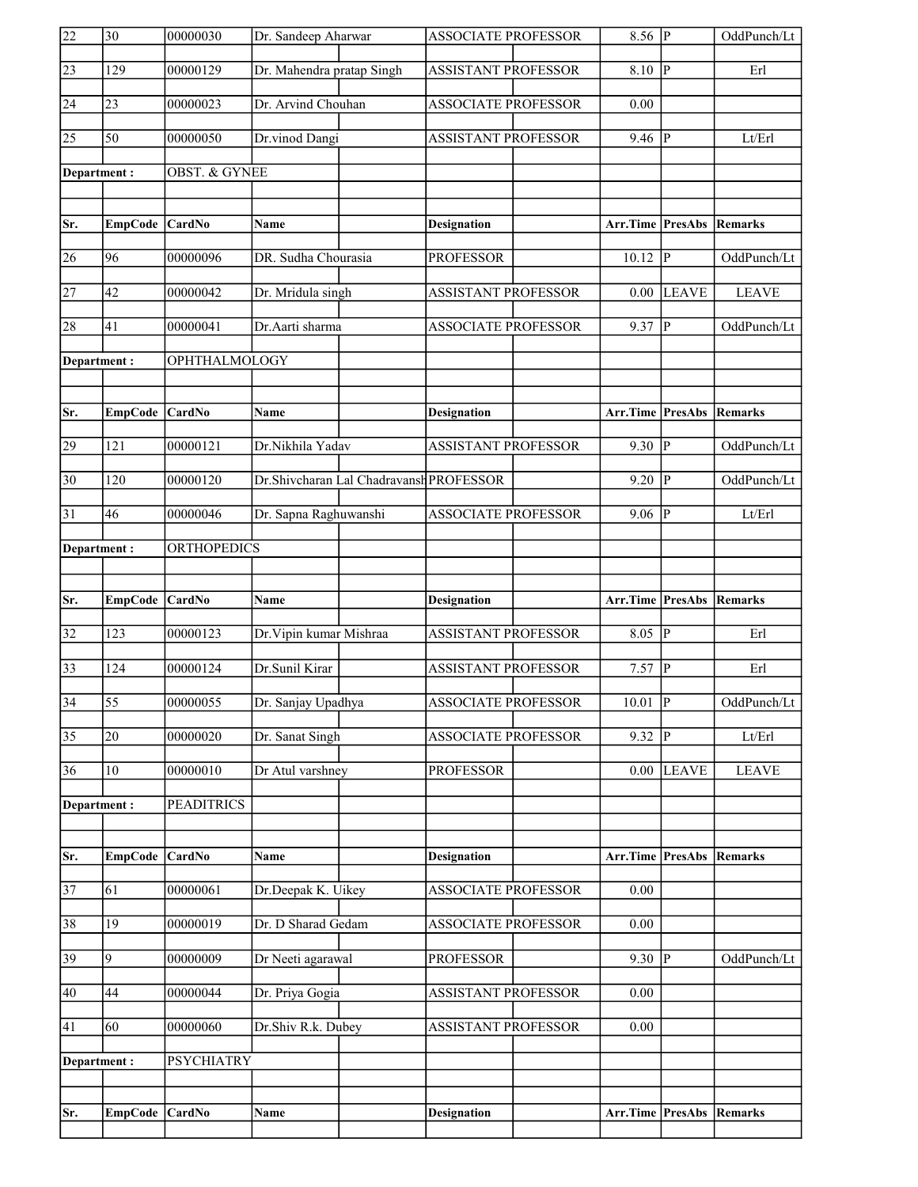| Sr. | EmpCode | CardNo | Name | Designation | Arr.Time | PresAbs | Remarks |
|---|---|---|---|---|---|---|---|
| 22 | 30 | 00000030 | Dr. Sandeep Aharwar | ASSOCIATE PROFESSOR | 8.56 | P | OddPunch/Lt |
| 23 | 129 | 00000129 | Dr. Mahendra pratap Singh | ASSISTANT PROFESSOR | 8.10 | P | Erl |
| 24 | 23 | 00000023 | Dr. Arvind Chouhan | ASSOCIATE PROFESSOR | 0.00 | | |
| 25 | 50 | 00000050 | Dr.vinod Dangi | ASSISTANT PROFESSOR | 9.46 | P | Lt/Erl |
| Department : | | OBST. & GYNEE | | | | | |
| Sr. | EmpCode | CardNo | Name | Designation | Arr.Time | PresAbs | Remarks |
| 26 | 96 | 00000096 | DR. Sudha Chourasia | PROFESSOR | 10.12 | P | OddPunch/Lt |
| 27 | 42 | 00000042 | Dr. Mridula singh | ASSISTANT PROFESSOR | 0.00 | LEAVE | LEAVE |
| 28 | 41 | 00000041 | Dr.Aarti sharma | ASSOCIATE PROFESSOR | 9.37 | P | OddPunch/Lt |
| Department : | | OPHTHALMOLOGY | | | | | |
| Sr. | EmpCode | CardNo | Name | Designation | Arr.Time | PresAbs | Remarks |
| 29 | 121 | 00000121 | Dr.Nikhila Yadav | ASSISTANT PROFESSOR | 9.30 | P | OddPunch/Lt |
| 30 | 120 | 00000120 | Dr.Shivcharan Lal Chadravansh | PROFESSOR | 9.20 | P | OddPunch/Lt |
| 31 | 46 | 00000046 | Dr. Sapna Raghuwanshi | ASSOCIATE PROFESSOR | 9.06 | P | Lt/Erl |
| Department : | | ORTHOPEDICS | | | | | |
| Sr. | EmpCode | CardNo | Name | Designation | Arr.Time | PresAbs | Remarks |
| 32 | 123 | 00000123 | Dr.Vipin kumar Mishraa | ASSISTANT PROFESSOR | 8.05 | P | Erl |
| 33 | 124 | 00000124 | Dr.Sunil Kirar | ASSISTANT PROFESSOR | 7.57 | P | Erl |
| 34 | 55 | 00000055 | Dr. Sanjay Upadhya | ASSOCIATE PROFESSOR | 10.01 | P | OddPunch/Lt |
| 35 | 20 | 00000020 | Dr. Sanat Singh | ASSOCIATE PROFESSOR | 9.32 | P | Lt/Erl |
| 36 | 10 | 00000010 | Dr Atul varshney | PROFESSOR | 0.00 | LEAVE | LEAVE |
| Department : | | PEADITRICS | | | | | |
| Sr. | EmpCode | CardNo | Name | Designation | Arr.Time | PresAbs | Remarks |
| 37 | 61 | 00000061 | Dr.Deepak K. Uikey | ASSOCIATE PROFESSOR | 0.00 | | |
| 38 | 19 | 00000019 | Dr. D Sharad Gedam | ASSOCIATE PROFESSOR | 0.00 | | |
| 39 | 9 | 00000009 | Dr Neeti agarawal | PROFESSOR | 9.30 | P | OddPunch/Lt |
| 40 | 44 | 00000044 | Dr. Priya Gogia | ASSISTANT PROFESSOR | 0.00 | | |
| 41 | 60 | 00000060 | Dr.Shiv R.k. Dubey | ASSISTANT PROFESSOR | 0.00 | | |
| Department : | | PSYCHIATRY | | | | | |
| Sr. | EmpCode | CardNo | Name | Designation | Arr.Time | PresAbs | Remarks |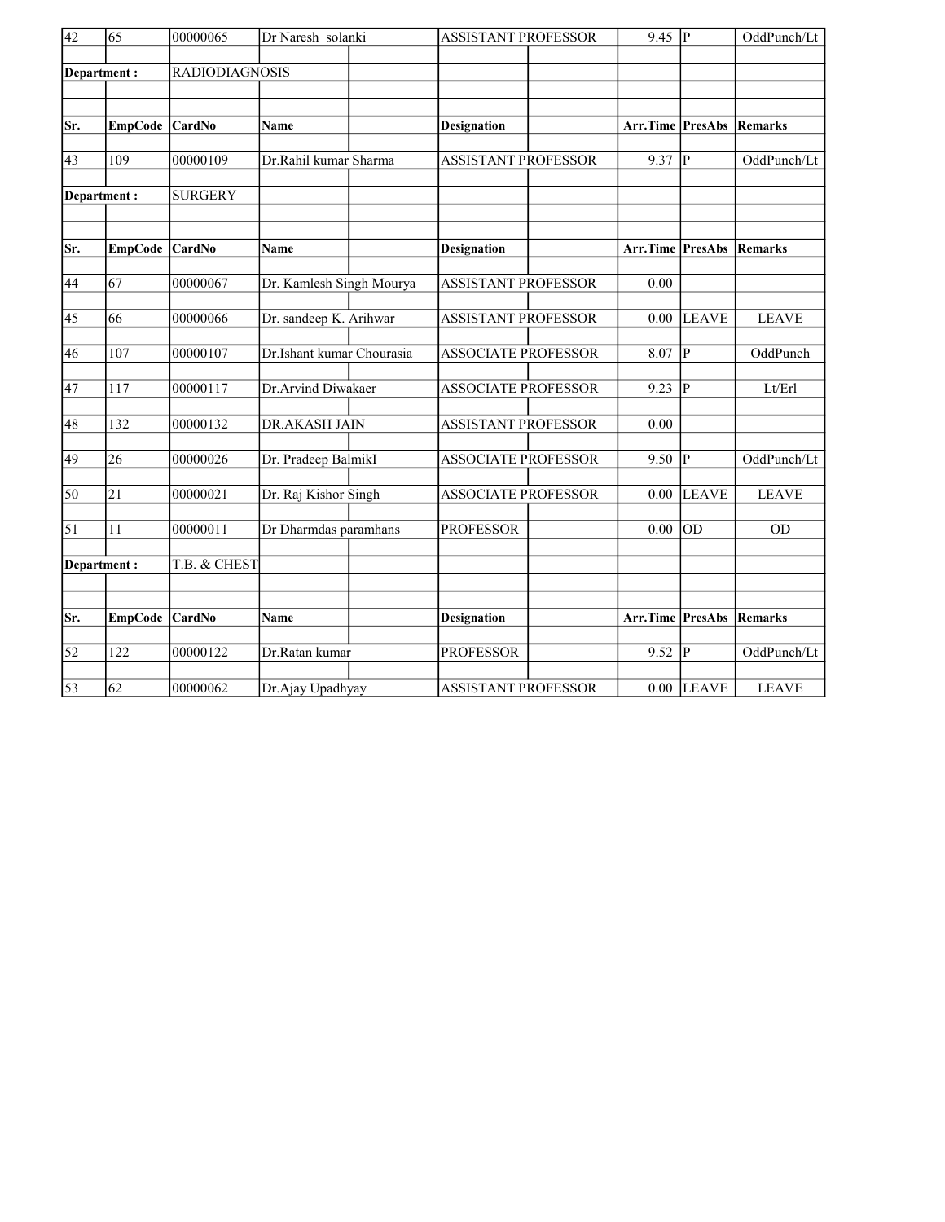| Sr. | EmpCode | CardNo | Name | Designation | Arr.Time | PresAbs | Remarks |
|---|---|---|---|---|---|---|---|
| 42 | 65 | 00000065 | Dr Naresh solanki | ASSISTANT PROFESSOR | 9.45 | P | OddPunch/Lt |

| Department : | RADIODIAGNOSIS | | | | | | |
|---|---|---|---|---|---|---|---|
| Sr. | EmpCode | CardNo | Name | Designation | Arr.Time | PresAbs | Remarks |
| 43 | 109 | 00000109 | Dr.Rahil kumar Sharma | ASSISTANT PROFESSOR | 9.37 | P | OddPunch/Lt |

| Department : | SURGERY | | | | | | |
|---|---|---|---|---|---|---|---|
| Sr. | EmpCode | CardNo | Name | Designation | Arr.Time | PresAbs | Remarks |
| 44 | 67 | 00000067 | Dr. Kamlesh Singh Mourya | ASSISTANT PROFESSOR | 0.00 | | |
| 45 | 66 | 00000066 | Dr. sandeep K. Arihwar | ASSISTANT PROFESSOR | 0.00 | LEAVE | LEAVE |
| 46 | 107 | 00000107 | Dr.Ishant kumar Chourasia | ASSOCIATE PROFESSOR | 8.07 | P | OddPunch |
| 47 | 117 | 00000117 | Dr.Arvind Diwakaer | ASSOCIATE PROFESSOR | 9.23 | P | Lt/Erl |
| 48 | 132 | 00000132 | DR.AKASH JAIN | ASSISTANT PROFESSOR | 0.00 | | |
| 49 | 26 | 00000026 | Dr. Pradeep BalmikI | ASSOCIATE PROFESSOR | 9.50 | P | OddPunch/Lt |
| 50 | 21 | 00000021 | Dr. Raj Kishor Singh | ASSOCIATE PROFESSOR | 0.00 | LEAVE | LEAVE |
| 51 | 11 | 00000011 | Dr Dharmdas paramhans | PROFESSOR | 0.00 | OD | OD |

| Department : | T.B. & CHEST | | | | | | |
|---|---|---|---|---|---|---|---|
| Sr. | EmpCode | CardNo | Name | Designation | Arr.Time | PresAbs | Remarks |
| 52 | 122 | 00000122 | Dr.Ratan kumar | PROFESSOR | 9.52 | P | OddPunch/Lt |
| 53 | 62 | 00000062 | Dr.Ajay Upadhyay | ASSISTANT PROFESSOR | 0.00 | LEAVE | LEAVE |